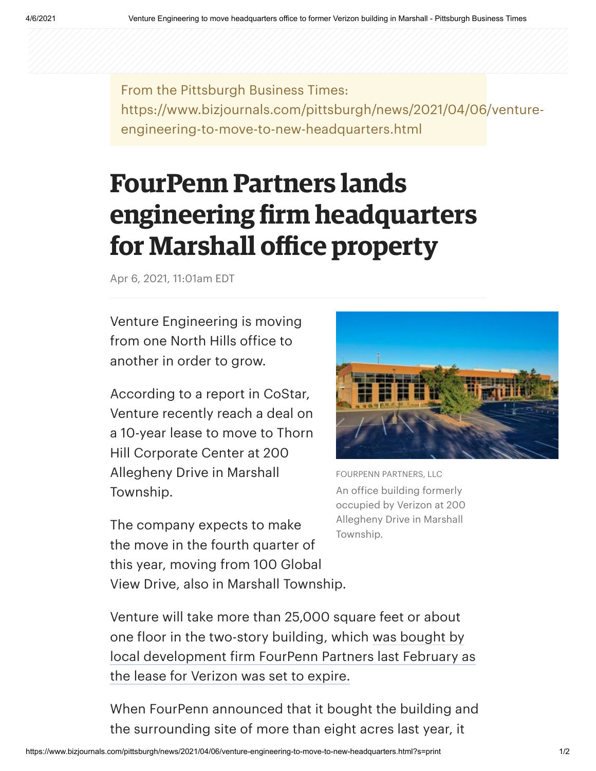From the Pittsburgh Business Times:
https://www.bizjournals.com/pittsburgh/news/2021/04/06/venture-engineering-to-move-to-new-headquarters.html

# FourPenn Partners lands engineering firm headquarters for Marshall office property

Apr 6, 2021, 11:01am EDT

Venture Engineering is moving from one North Hills office to another in order to grow.

According to a report in CoStar, Venture recently reach a deal on a 10-year lease to move to Thorn Hill Corporate Center at 200 Allegheny Drive in Marshall Township.

FOURPENN PARTNERS, LLC

An office building formerly occupied by Verizon at 200 Allegheny Drive in Marshall Township.

The company expects to make the move in the fourth quarter of this year, moving from 100 Global View Drive, also in Marshall Township.

Venture will take more than 25,000 square feet or about one floor in the two-story building, which was bought by local development firm FourPenn Partners last February as the lease for Verizon was set to expire.

When FourPenn announced that it bought the building and the surrounding site of more than eight acres last year, it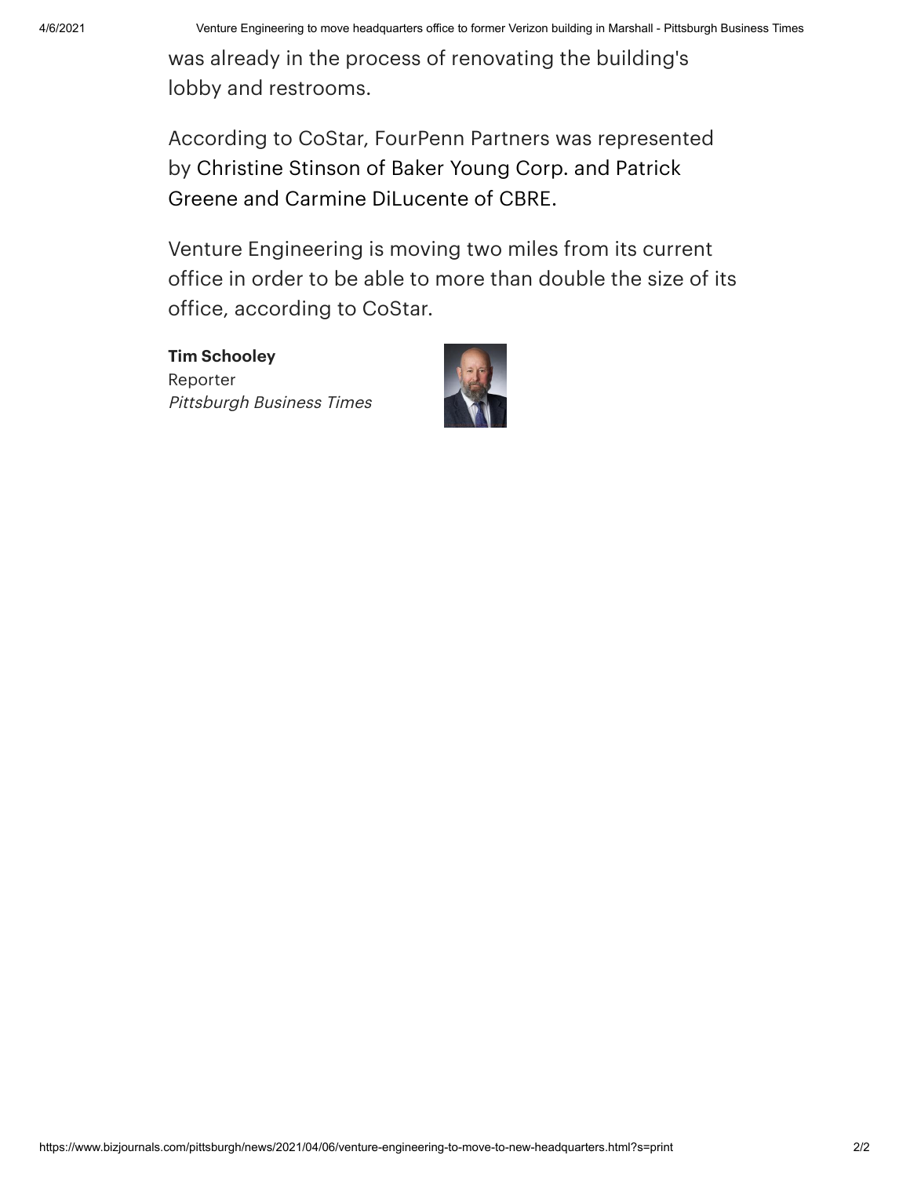was already in the process of renovating the building's lobby and restrooms.

According to CoStar, FourPenn Partners was represented by Christine Stinson of Baker Young Corp. and Patrick Greene and Carmine DiLucente of CBRE.

Venture Engineering is moving two miles from its current office in order to be able to more than double the size of its office, according to CoStar.

**Tim Schooley**
Reporter
*Pittsburgh Business Times*